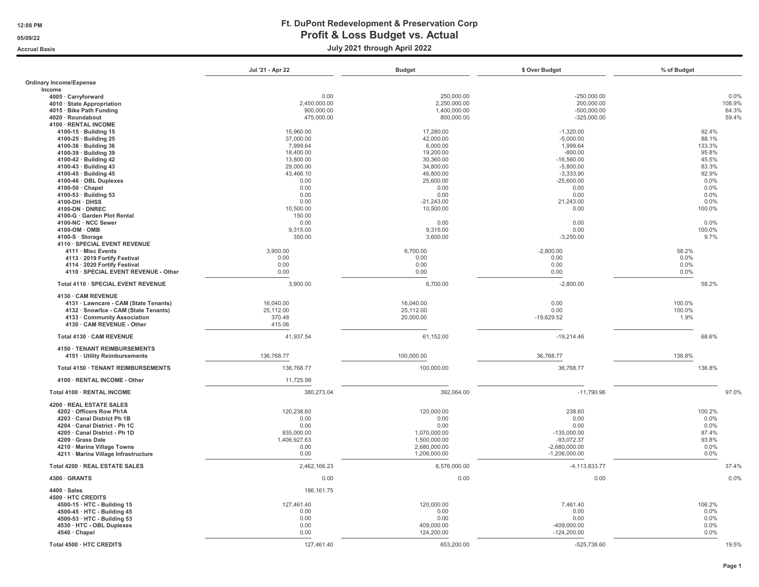# Ft. DuPont Redevelopment & Preservation Corp

## Profit & Loss Budget vs. Actual

### July 2021 through April 2022

12:08 PM
05/09/22
Accrual Basis

| | Jul '21 - Apr 22 | Budget | $ Over Budget | % of Budget |
|---|---|---|---|---|
| **Ordinary Income/Expense** | | | | |
| **Income** | | | | |
| 4005 · Carryforward | 0.00 | 250,000.00 | -250,000.00 | 0.0% |
| 4010 · State Appropriation | 2,450,000.00 | 2,250,000.00 | 200,000.00 | 108.9% |
| 4015 · Bike Path Funding | 900,000.00 | 1,400,000.00 | -500,000.00 | 64.3% |
| 4020 · Roundabout | 475,000.00 | 800,000.00 | -325,000.00 | 59.4% |
| 4100 · RENTAL INCOME | | | | |
| 4100-15 · Building 15 | 15,960.00 | 17,280.00 | -1,320.00 | 92.4% |
| 4100-25 · Building 25 | 37,000.00 | 42,000.00 | -5,000.00 | 88.1% |
| 4100-36 · Building 36 | 7,999.64 | 6,000.00 | 1,999.64 | 133.3% |
| 4100-39 · Building 39 | 18,400.00 | 19,200.00 | -800.00 | 95.8% |
| 4100-42 · Building 42 | 13,800.00 | 30,360.00 | -16,560.00 | 45.5% |
| 4100-43 · Building 43 | 29,000.00 | 34,800.00 | -5,800.00 | 83.3% |
| 4100-45 · Building 45 | 43,466.10 | 46,800.00 | -3,333.90 | 92.9% |
| 4100-46 · OBL Duplexes | 0.00 | 25,600.00 | -25,600.00 | 0.0% |
| 4100-50 · Chapel | 0.00 | 0.00 | 0.00 | 0.0% |
| 4100-53 · Building 53 | 0.00 | 0.00 | 0.00 | 0.0% |
| 4100-DH · DHSS | 0.00 | -21,243.00 | 21,243.00 | 0.0% |
| 4100-DN · DNREC | 10,500.00 | 10,500.00 | 0.00 | 100.0% |
| 4100-G · Garden Plot Rental | 150.00 | | | |
| 4100-NC · NCC Sewer | 0.00 | 0.00 | 0.00 | 0.0% |
| 4100-OM · OMB | 9,315.00 | 9,315.00 | 0.00 | 100.0% |
| 4100-S · Storage | 350.00 | 3,600.00 | -3,250.00 | 9.7% |
| 4110 · SPECIAL EVENT REVENUE | | | | |
| 4111 · Misc Events | 3,900.00 | 6,700.00 | -2,800.00 | 58.2% |
| 4113 · 2019 Fortify Festival | 0.00 | 0.00 | 0.00 | 0.0% |
| 4114 · 2020 Fortify Festival | 0.00 | 0.00 | 0.00 | 0.0% |
| 4110 · SPECIAL EVENT REVENUE - Other | 0.00 | 0.00 | 0.00 | 0.0% |
| Total 4110 · SPECIAL EVENT REVENUE | 3,900.00 | 6,700.00 | -2,800.00 | 58.2% |
| 4130 · CAM REVENUE | | | | |
| 4131 · Lawncare - CAM (State Tenants) | 16,040.00 | 16,040.00 | 0.00 | 100.0% |
| 4132 · Snow/Ice - CAM (State Tenants) | 25,112.00 | 25,112.00 | 0.00 | 100.0% |
| 4133 · Community Association | 370.48 | 20,000.00 | -19,629.52 | 1.9% |
| 4130 · CAM REVENUE - Other | 415.06 | | | |
| Total 4130 · CAM REVENUE | 41,937.54 | 61,152.00 | -19,214.46 | 68.6% |
| 4150 · TENANT REIMBURSEMENTS | | | | |
| 4151 · Utility Reimbursements | 136,768.77 | 100,000.00 | 36,768.77 | 136.8% |
| Total 4150 · TENANT REIMBURSEMENTS | 136,768.77 | 100,000.00 | 36,768.77 | 136.8% |
| 4100 · RENTAL INCOME - Other | 11,725.99 | | | |
| Total 4100 · RENTAL INCOME | 380,273.04 | 392,064.00 | -11,790.96 | 97.0% |
| 4200 · REAL ESTATE SALES | | | | |
| 4202 · Officers Row Ph1A | 120,238.60 | 120,000.00 | 238.60 | 100.2% |
| 4203 · Canal District Ph 1B | 0.00 | 0.00 | 0.00 | 0.0% |
| 4204 · Canal District - Ph 1C | 0.00 | 0.00 | 0.00 | 0.0% |
| 4205 · Canal District - Ph 1D | 935,000.00 | 1,070,000.00 | -135,000.00 | 87.4% |
| 4209 · Grass Dale | 1,406,927.63 | 1,500,000.00 | -93,072.37 | 93.8% |
| 4210 · Marina Village Towns | 0.00 | 2,680,000.00 | -2,680,000.00 | 0.0% |
| 4211 · Marina Village Infrastructure | 0.00 | 1,206,000.00 | -1,206,000.00 | 0.0% |
| Total 4200 · REAL ESTATE SALES | 2,462,166.23 | 6,576,000.00 | -4,113,833.77 | 37.4% |
| 4300 · GRANTS | 0.00 | 0.00 | 0.00 | 0.0% |
| 4400 · Sales | 186,161.75 | | | |
| 4500 · HTC CREDITS | | | | |
| 4500-15 · HTC - Building 15 | 127,461.40 | 120,000.00 | 7,461.40 | 106.2% |
| 4500-45 · HTC - Building 45 | 0.00 | 0.00 | 0.00 | 0.0% |
| 4500-53 · HTC - Building 53 | 0.00 | 0.00 | 0.00 | 0.0% |
| 4530 · HTC - OBL Duplexes | 0.00 | 409,000.00 | -409,000.00 | 0.0% |
| 4540 · Chapel | 0.00 | 124,200.00 | -124,200.00 | 0.0% |
| Total 4500 · HTC CREDITS | 127,461.40 | 653,200.00 | -525,738.60 | 19.5% |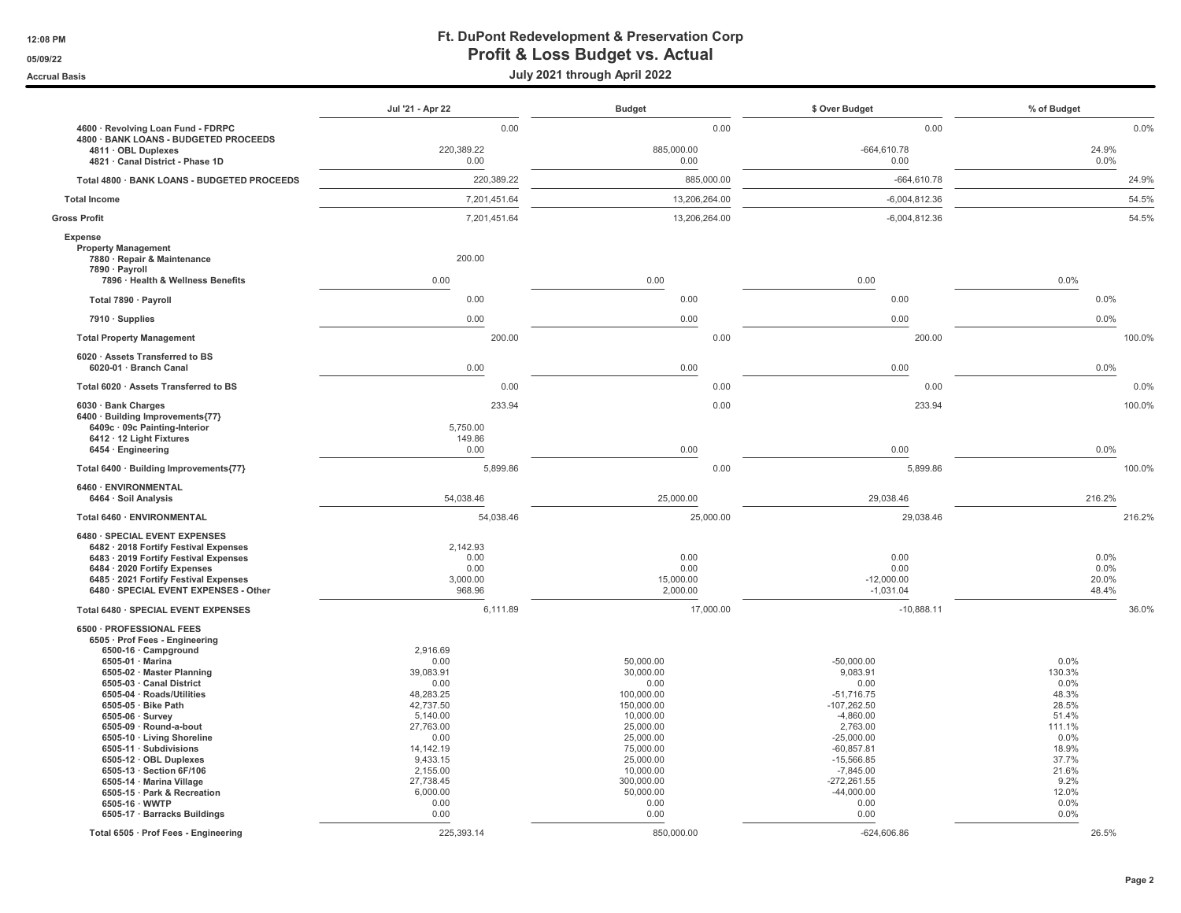# Ft. DuPont Redevelopment & Preservation Corp
## Profit & Loss Budget vs. Actual
### July 2021 through April 2022

Accrual Basis

| | Jul '21 - Apr 22 | Budget | $ Over Budget | % of Budget |
|---|---|---|---|---|
| 4600 · Revolving Loan Fund - FDRPC | 0.00 | 0.00 | 0.00 | 0.0% |
| 4800 · BANK LOANS - BUDGETED PROCEEDS | | | | |
| 4811 · OBL Duplexes | 220,389.22 | 885,000.00 | -664,610.78 | 24.9% |
| 4821 · Canal District - Phase 1D | 0.00 | 0.00 | 0.00 | 0.0% |
| Total 4800 · BANK LOANS - BUDGETED PROCEEDS | 220,389.22 | 885,000.00 | -664,610.78 | 24.9% |
| Total Income | 7,201,451.64 | 13,206,264.00 | -6,004,812.36 | 54.5% |
| Gross Profit | 7,201,451.64 | 13,206,264.00 | -6,004,812.36 | 54.5% |
| Expense | | | | |
| Property Management | | | | |
| 7880 · Repair & Maintenance | 200.00 | | | |
| 7890 · Payroll | | | | |
| 7896 · Health & Wellness Benefits | 0.00 | 0.00 | 0.00 | 0.0% |
| Total 7890 · Payroll | 0.00 | 0.00 | 0.00 | 0.0% |
| 7910 · Supplies | 0.00 | 0.00 | 0.00 | 0.0% |
| Total Property Management | 200.00 | 0.00 | 200.00 | 100.0% |
| 6020 · Assets Transferred to BS | | | | |
| 6020-01 · Branch Canal | 0.00 | 0.00 | 0.00 | 0.0% |
| Total 6020 · Assets Transferred to BS | 0.00 | 0.00 | 0.00 | 0.0% |
| 6030 · Bank Charges | 233.94 | 0.00 | 233.94 | 100.0% |
| 6400 · Building Improvements{77} | | | | |
| 6409c · 09c Painting-Interior | 5,750.00 | | | |
| 6412 · 12 Light Fixtures | 149.86 | | | |
| 6454 · Engineering | 0.00 | 0.00 | 0.00 | 0.0% |
| Total 6400 · Building Improvements{77} | 5,899.86 | 0.00 | 5,899.86 | 100.0% |
| 6460 · ENVIRONMENTAL | | | | |
| 6464 · Soil Analysis | 54,038.46 | 25,000.00 | 29,038.46 | 216.2% |
| Total 6460 · ENVIRONMENTAL | 54,038.46 | 25,000.00 | 29,038.46 | 216.2% |
| 6480 · SPECIAL EVENT EXPENSES | | | | |
| 6482 · 2018 Fortify Festival Expenses | 2,142.93 | | | |
| 6483 · 2019 Fortify Festival Expenses | 0.00 | 0.00 | 0.00 | 0.0% |
| 6484 · 2020 Fortify Expenses | 0.00 | 0.00 | 0.00 | 0.0% |
| 6485 · 2021 Fortify Festival Expenses | 3,000.00 | 15,000.00 | -12,000.00 | 20.0% |
| 6480 · SPECIAL EVENT EXPENSES - Other | 968.96 | 2,000.00 | -1,031.04 | 48.4% |
| Total 6480 · SPECIAL EVENT EXPENSES | 6,111.89 | 17,000.00 | -10,888.11 | 36.0% |
| 6500 · PROFESSIONAL FEES | | | | |
| 6505 · Prof Fees - Engineering | | | | |
| 6500-16 · Campground | 2,916.69 | | | |
| 6505-01 · Marina | 0.00 | 50,000.00 | -50,000.00 | 0.0% |
| 6505-02 · Master Planning | 39,083.91 | 30,000.00 | 9,083.91 | 130.3% |
| 6505-03 · Canal District | 0.00 | 0.00 | 0.00 | 0.0% |
| 6505-04 · Roads/Utilities | 48,283.25 | 100,000.00 | -51,716.75 | 48.3% |
| 6505-05 · Bike Path | 42,737.50 | 150,000.00 | -107,262.50 | 28.5% |
| 6505-06 · Survey | 5,140.00 | 10,000.00 | -4,860.00 | 51.4% |
| 6505-09 · Round-a-bout | 27,763.00 | 25,000.00 | 2,763.00 | 111.1% |
| 6505-10 · Living Shoreline | 0.00 | 25,000.00 | -25,000.00 | 0.0% |
| 6505-11 · Subdivisions | 14,142.19 | 75,000.00 | -60,857.81 | 18.9% |
| 6505-12 · OBL Duplexes | 9,433.15 | 25,000.00 | -15,566.85 | 37.7% |
| 6505-13 · Section 6F/106 | 2,155.00 | 10,000.00 | -7,845.00 | 21.6% |
| 6505-14 · Marina Village | 27,738.45 | 300,000.00 | -272,261.55 | 9.2% |
| 6505-15 · Park & Recreation | 6,000.00 | 50,000.00 | -44,000.00 | 12.0% |
| 6505-16 · WWTP | 0.00 | 0.00 | 0.00 | 0.0% |
| 6505-17 · Barracks Buildings | 0.00 | 0.00 | 0.00 | 0.0% |
| Total 6505 · Prof Fees - Engineering | 225,393.14 | 850,000.00 | -624,606.86 | 26.5% |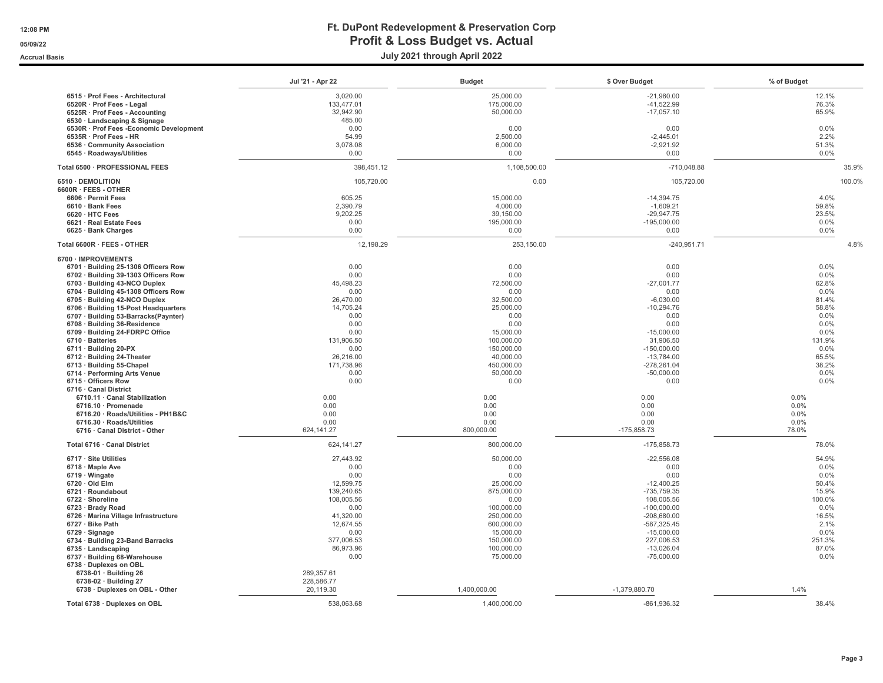# Ft. DuPont Redevelopment & Preservation Corp

## Profit & Loss Budget vs. Actual

### July 2021 through April 2022

12:08 PM
05/09/22
Accrual Basis

| | Jul '21 - Apr 22 | Budget | $ Over Budget | % of Budget |
|---|---|---|---|---|
| 6515 · Prof Fees - Architectural | 3,020.00 | 25,000.00 | -21,980.00 | 12.1% |
| 6520R · Prof Fees - Legal | 133,477.01 | 175,000.00 | -41,522.99 | 76.3% |
| 6525R · Prof Fees - Accounting | 32,942.90 | 50,000.00 | -17,057.10 | 65.9% |
| 6530 · Landscaping & Signage | 485.00 | | | |
| 6530R · Prof Fees -Economic Development | 0.00 | 0.00 | 0.00 | 0.0% |
| 6535R · Prof Fees - HR | 54.99 | 2,500.00 | -2,445.01 | 2.2% |
| 6536 · Community Association | 3,078.08 | 6,000.00 | -2,921.92 | 51.3% |
| 6545 · Roadways/Utilities | 0.00 | 0.00 | 0.00 | 0.0% |
| **Total 6500 · PROFESSIONAL FEES** | 398,451.12 | 1,108,500.00 | -710,048.88 | 35.9% |
| **6510 · DEMOLITION** | 105,720.00 | 0.00 | 105,720.00 | 100.0% |
| **6600R · FEES - OTHER** | | | | |
| 6606 · Permit Fees | 605.25 | 15,000.00 | -14,394.75 | 4.0% |
| 6610 · Bank Fees | 2,390.79 | 4,000.00 | -1,609.21 | 59.8% |
| 6620 · HTC Fees | 9,202.25 | 39,150.00 | -29,947.75 | 23.5% |
| 6621 · Real Estate Fees | 0.00 | 195,000.00 | -195,000.00 | 0.0% |
| 6625 · Bank Charges | 0.00 | 0.00 | 0.00 | 0.0% |
| **Total 6600R · FEES - OTHER** | 12,198.29 | 253,150.00 | -240,951.71 | 4.8% |
| **6700 · IMPROVEMENTS** | | | | |
| 6701 · Building 25-1306 Officers Row | 0.00 | 0.00 | 0.00 | 0.0% |
| 6702 · Building 39-1303 Officers Row | 0.00 | 0.00 | 0.00 | 0.0% |
| 6703 · Building 43-NCO Duplex | 45,498.23 | 72,500.00 | -27,001.77 | 62.8% |
| 6704 · Building 45-1308 Officers Row | 0.00 | 0.00 | 0.00 | 0.0% |
| 6705 · Building 42-NCO Duplex | 26,470.00 | 32,500.00 | -6,030.00 | 81.4% |
| 6706 · Building 15-Post Headquarters | 14,705.24 | 25,000.00 | -10,294.76 | 58.8% |
| 6707 · Building 53-Barracks(Paynter) | 0.00 | 0.00 | 0.00 | 0.0% |
| 6708 · Building 36-Residence | 0.00 | 0.00 | 0.00 | 0.0% |
| 6709 · Building 24-FDRPC Office | 0.00 | 15,000.00 | -15,000.00 | 0.0% |
| 6710 · Batteries | 131,906.50 | 100,000.00 | 31,906.50 | 131.9% |
| 6711 · Building 20-PX | 0.00 | 150,000.00 | -150,000.00 | 0.0% |
| 6712 · Building 24-Theater | 26,216.00 | 40,000.00 | -13,784.00 | 65.5% |
| 6713 · Building 55-Chapel | 171,738.96 | 450,000.00 | -278,261.04 | 38.2% |
| 6714 · Performing Arts Venue | 0.00 | 50,000.00 | -50,000.00 | 0.0% |
| 6715 · Officers Row | 0.00 | 0.00 | 0.00 | 0.0% |
| 6716 · Canal District | | | | |
| 6710.11 · Canal Stabilization | 0.00 | 0.00 | 0.00 | 0.0% |
| 6716.10 · Promenade | 0.00 | 0.00 | 0.00 | 0.0% |
| 6716.20 · Roads/Utilities - PH1B&C | 0.00 | 0.00 | 0.00 | 0.0% |
| 6716.30 · Roads/Utilities | 0.00 | 0.00 | 0.00 | 0.0% |
| 6716 · Canal District - Other | 624,141.27 | 800,000.00 | -175,858.73 | 78.0% |
| **Total 6716 · Canal District** | 624,141.27 | 800,000.00 | -175,858.73 | 78.0% |
| 6717 · Site Utilities | 27,443.92 | 50,000.00 | -22,556.08 | 54.9% |
| 6718 · Maple Ave | 0.00 | 0.00 | 0.00 | 0.0% |
| 6719 · Wingate | 0.00 | 0.00 | 0.00 | 0.0% |
| 6720 · Old Elm | 12,599.75 | 25,000.00 | -12,400.25 | 50.4% |
| 6721 · Roundabout | 139,240.65 | 875,000.00 | -735,759.35 | 15.9% |
| 6722 · Shoreline | 108,005.56 | 0.00 | 108,005.56 | 100.0% |
| 6723 · Brady Road | 0.00 | 100,000.00 | -100,000.00 | 0.0% |
| 6726 · Marina Village Infrastructure | 41,320.00 | 250,000.00 | -208,680.00 | 16.5% |
| 6727 · Bike Path | 12,674.55 | 600,000.00 | -587,325.45 | 2.1% |
| 6729 · Signage | 0.00 | 15,000.00 | -15,000.00 | 0.0% |
| 6734 · Building 23-Band Barracks | 377,006.53 | 150,000.00 | 227,006.53 | 251.3% |
| 6735 · Landscaping | 86,973.96 | 100,000.00 | -13,026.04 | 87.0% |
| 6737 · Building 68-Warehouse | 0.00 | 75,000.00 | -75,000.00 | 0.0% |
| 6738 · Duplexes on OBL | | | | |
| 6738-01 · Building 26 | 289,357.61 | | | |
| 6738-02 · Building 27 | 228,586.77 | | | |
| 6738 · Duplexes on OBL - Other | 20,119.30 | 1,400,000.00 | -1,379,880.70 | 1.4% |
| **Total 6738 · Duplexes on OBL** | 538,063.68 | 1,400,000.00 | -861,936.32 | 38.4% |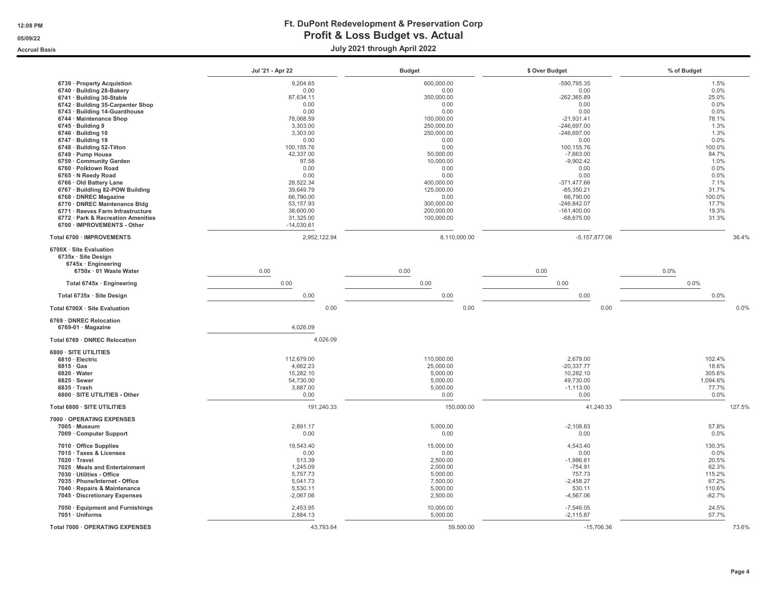# Ft. DuPont Redevelopment & Preservation Corp

## Profit & Loss Budget vs. Actual

### July 2021 through April 2022

Accrual Basis

| | Jul '21 - Apr 22 | Budget | $ Over Budget | % of Budget |
|---|---|---|---|---|
| 6739 · Property Acquistion | 9,204.65 | 600,000.00 | -590,795.35 | 1.5% |
| 6740 · Building 28-Bakery | 0.00 | 0.00 | 0.00 | 0.0% |
| 6741 · Building 30-Stable | 87,634.11 | 350,000.00 | -262,365.89 | 25.0% |
| 6742 · Building 35-Carpenter Shop | 0.00 | 0.00 | 0.00 | 0.0% |
| 6743 · Building 14-Guardhouse | 0.00 | 0.00 | 0.00 | 0.0% |
| 6744 · Maintenance Shop | 78,068.59 | 100,000.00 | -21,931.41 | 78.1% |
| 6745 · Building 9 | 3,303.00 | 250,000.00 | -246,697.00 | 1.3% |
| 6746 · Building 10 | 3,303.00 | 250,000.00 | -246,697.00 | 1.3% |
| 6747 · Building 19 | 0.00 | 0.00 | 0.00 | 0.0% |
| 6748 · Building 52-Tilton | 100,155.76 | 0.00 | 100,155.76 | 100.0% |
| 6749 · Pump House | 42,337.00 | 50,000.00 | -7,663.00 | 84.7% |
| 6759 · Community Garden | 97.58 | 10,000.00 | -9,902.42 | 1.0% |
| 6760 · Polktown Road | 0.00 | 0.00 | 0.00 | 0.0% |
| 6765 · N Reedy Road | 0.00 | 0.00 | 0.00 | 0.0% |
| 6766 · Old Battery Lane | 28,522.34 | 400,000.00 | -371,477.66 | 7.1% |
| 6767 · Buildling 82-POW Building | 39,649.79 | 125,000.00 | -85,350.21 | 31.7% |
| 6768 · DNREC Magazine | 66,790.00 | 0.00 | 66,790.00 | 100.0% |
| 6770 · DNREC Maintenance Bldg | 53,157.93 | 300,000.00 | -246,842.07 | 17.7% |
| 6771 · Reeves Farm Infrastructure | 38,600.00 | 200,000.00 | -161,400.00 | 19.3% |
| 6772 · Park & Recreation Amenities | 31,325.00 | 100,000.00 | -68,675.00 | 31.3% |
| 6700 · IMPROVEMENTS - Other | -14,030.61 | | | |
| **Total 6700 · IMPROVEMENTS** | 2,952,122.94 | 8,110,000.00 | -5,157,877.06 | 36.4% |
| 6700X · Site Evaluation | | | | |
| 6735x · Site Design | | | | |
| 6745x · Engineering | | | | |
| 6750x · 01 Waste Water | 0.00 | 0.00 | 0.00 | 0.0% |
| **Total 6745x · Engineering** | 0.00 | 0.00 | 0.00 | 0.0% |
| **Total 6735x · Site Design** | 0.00 | 0.00 | 0.00 | 0.0% |
| **Total 6700X · Site Evaluation** | 0.00 | 0.00 | 0.00 | 0.0% |
| 6769 · DNREC Relocation | | | | |
| 6769-01 · Magazine | 4,026.09 | | | |
| **Total 6769 · DNREC Relocation** | 4,026.09 | | | |
| 6800 · SITE UTILITIES | | | | |
| 6810 · Electric | 112,679.00 | 110,000.00 | 2,679.00 | 102.4% |
| 6815 · Gas | 4,662.23 | 25,000.00 | -20,337.77 | 18.6% |
| 6820 · Water | 15,282.10 | 5,000.00 | 10,282.10 | 305.6% |
| 6825 · Sewer | 54,730.00 | 5,000.00 | 49,730.00 | 1,094.6% |
| 6835 · Trash | 3,887.00 | 5,000.00 | -1,113.00 | 77.7% |
| 6800 · SITE UTILITIES - Other | 0.00 | 0.00 | 0.00 | 0.0% |
| **Total 6800 · SITE UTILITIES** | 191,240.33 | 150,000.00 | 41,240.33 | 127.5% |
| 7000 · OPERATING EXPENSES | | | | |
| 7005 · Museum | 2,891.17 | 5,000.00 | -2,108.83 | 57.8% |
| 7009 · Computer Support | 0.00 | 0.00 | 0.00 | 0.0% |
| 7010 · Office Supplies | 19,543.40 | 15,000.00 | 4,543.40 | 130.3% |
| 7015 · Taxes & Licenses | 0.00 | 0.00 | 0.00 | 0.0% |
| 7020 · Travel | 513.39 | 2,500.00 | -1,986.61 | 20.5% |
| 7025 · Meals and Entertainment | 1,245.09 | 2,000.00 | -754.91 | 62.3% |
| 7030 · Utilities - Office | 5,757.73 | 5,000.00 | 757.73 | 115.2% |
| 7035 · Phone/Internet - Office | 5,041.73 | 7,500.00 | -2,458.27 | 67.2% |
| 7040 · Repairs & Maintenance | 5,530.11 | 5,000.00 | 530.11 | 110.6% |
| 7045 · Discretionary Expenses | -2,067.06 | 2,500.00 | -4,567.06 | -82.7% |
| 7050 · Equipment and Furnishings | 2,453.95 | 10,000.00 | -7,546.05 | 24.5% |
| 7051 · Uniforms | 2,884.13 | 5,000.00 | -2,115.87 | 57.7% |
| **Total 7000 · OPERATING EXPENSES** | 43,793.64 | 59,500.00 | -15,706.36 | 73.6% |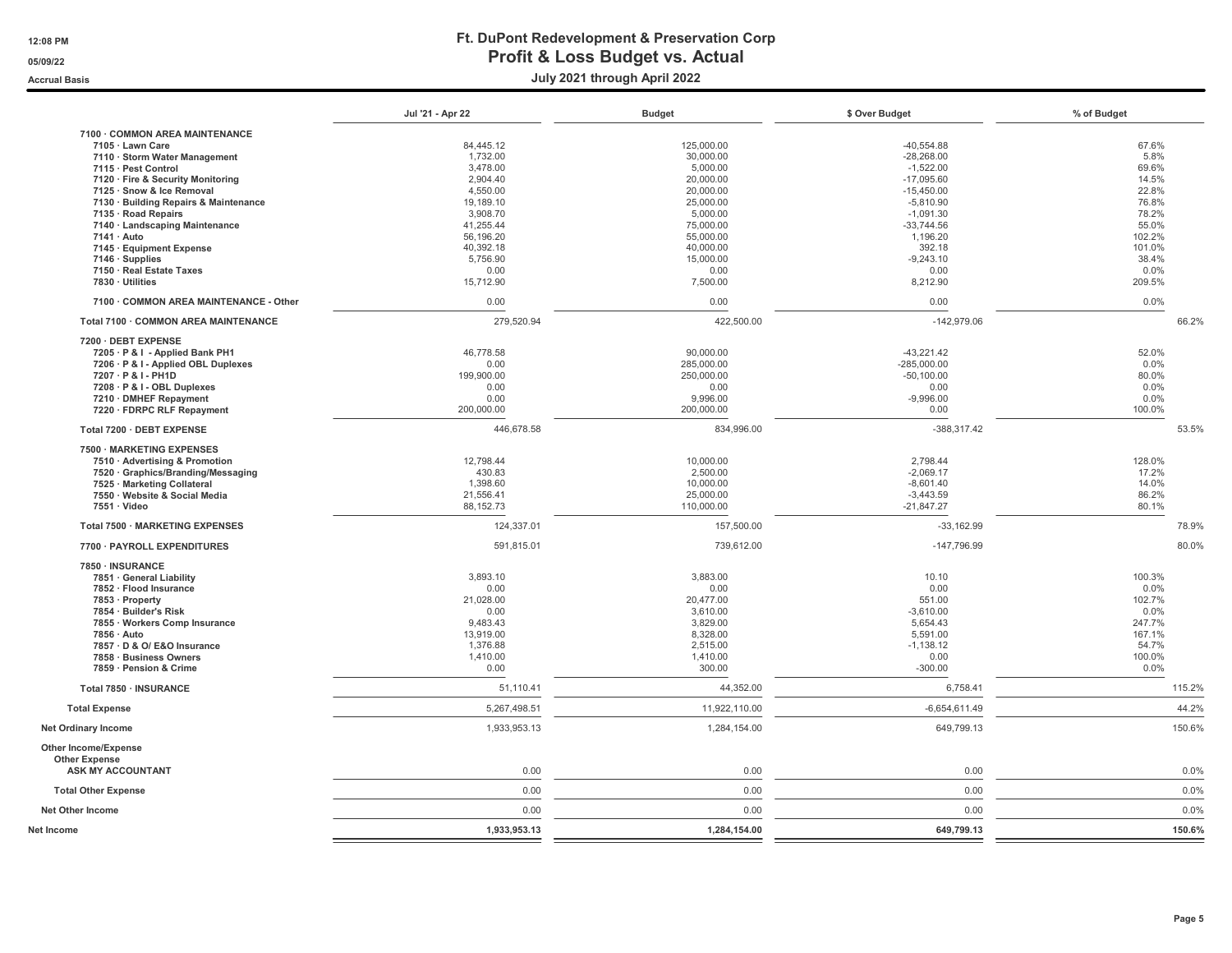# Ft. DuPont Redevelopment & Preservation Corp
## Profit & Loss Budget vs. Actual
### July 2021 through April 2022

12:08 PM
05/09/22
Accrual Basis

| | Jul '21 - Apr 22 | Budget | $ Over Budget | % of Budget |
|---|---|---|---|---|
| 7100 · COMMON AREA MAINTENANCE | | | | |
| 7105 · Lawn Care | 84,445.12 | 125,000.00 | -40,554.88 | 67.6% |
| 7110 · Storm Water Management | 1,732.00 | 30,000.00 | -28,268.00 | 5.8% |
| 7115 · Pest Control | 3,478.00 | 5,000.00 | -1,522.00 | 69.6% |
| 7120 · Fire & Security Monitoring | 2,904.40 | 20,000.00 | -17,095.60 | 14.5% |
| 7125 · Snow & Ice Removal | 4,550.00 | 20,000.00 | -15,450.00 | 22.8% |
| 7130 · Building Repairs & Maintenance | 19,189.10 | 25,000.00 | -5,810.90 | 76.8% |
| 7135 · Road Repairs | 3,908.70 | 5,000.00 | -1,091.30 | 78.2% |
| 7140 · Landscaping Maintenance | 41,255.44 | 75,000.00 | -33,744.56 | 55.0% |
| 7141 · Auto | 56,196.20 | 55,000.00 | 1,196.20 | 102.2% |
| 7145 · Equipment Expense | 40,392.18 | 40,000.00 | 392.18 | 101.0% |
| 7146 · Supplies | 5,756.90 | 15,000.00 | -9,243.10 | 38.4% |
| 7150 · Real Estate Taxes | 0.00 | 0.00 | 0.00 | 0.0% |
| 7830 · Utilities | 15,712.90 | 7,500.00 | 8,212.90 | 209.5% |
| 7100 · COMMON AREA MAINTENANCE - Other | 0.00 | 0.00 | 0.00 | 0.0% |
| Total 7100 · COMMON AREA MAINTENANCE | 279,520.94 | 422,500.00 | -142,979.06 | 66.2% |
| 7200 · DEBT EXPENSE | | | | |
| 7205 · P & I - Applied Bank PH1 | 46,778.58 | 90,000.00 | -43,221.42 | 52.0% |
| 7206 · P & I - Applied OBL Duplexes | 0.00 | 285,000.00 | -285,000.00 | 0.0% |
| 7207 · P & I - PH1D | 199,900.00 | 250,000.00 | -50,100.00 | 80.0% |
| 7208 · P & I - OBL Duplexes | 0.00 | 0.00 | 0.00 | 0.0% |
| 7210 · DMHEF Repayment | 0.00 | 9,996.00 | -9,996.00 | 0.0% |
| 7220 · FDRPC RLF Repayment | 200,000.00 | 200,000.00 | 0.00 | 100.0% |
| Total 7200 · DEBT EXPENSE | 446,678.58 | 834,996.00 | -388,317.42 | 53.5% |
| 7500 · MARKETING EXPENSES | | | | |
| 7510 · Advertising & Promotion | 12,798.44 | 10,000.00 | 2,798.44 | 128.0% |
| 7520 · Graphics/Branding/Messaging | 430.83 | 2,500.00 | -2,069.17 | 17.2% |
| 7525 · Marketing Collateral | 1,398.60 | 10,000.00 | -8,601.40 | 14.0% |
| 7550 · Website & Social Media | 21,556.41 | 25,000.00 | -3,443.59 | 86.2% |
| 7551 · Video | 88,152.73 | 110,000.00 | -21,847.27 | 80.1% |
| Total 7500 · MARKETING EXPENSES | 124,337.01 | 157,500.00 | -33,162.99 | 78.9% |
| 7700 · PAYROLL EXPENDITURES | 591,815.01 | 739,612.00 | -147,796.99 | 80.0% |
| 7850 · INSURANCE | | | | |
| 7851 · General Liability | 3,893.10 | 3,883.00 | 10.10 | 100.3% |
| 7852 · Flood Insurance | 0.00 | 0.00 | 0.00 | 0.0% |
| 7853 · Property | 21,028.00 | 20,477.00 | 551.00 | 102.7% |
| 7854 · Builder's Risk | 0.00 | 3,610.00 | -3,610.00 | 0.0% |
| 7855 · Workers Comp Insurance | 9,483.43 | 3,829.00 | 5,654.43 | 247.7% |
| 7856 · Auto | 13,919.00 | 8,328.00 | 5,591.00 | 167.1% |
| 7857 · D & O/ E&O Insurance | 1,376.88 | 2,515.00 | -1,138.12 | 54.7% |
| 7858 · Business Owners | 1,410.00 | 1,410.00 | 0.00 | 100.0% |
| 7859 · Pension & Crime | 0.00 | 300.00 | -300.00 | 0.0% |
| Total 7850 · INSURANCE | 51,110.41 | 44,352.00 | 6,758.41 | 115.2% |
| Total Expense | 5,267,498.51 | 11,922,110.00 | -6,654,611.49 | 44.2% |
| Net Ordinary Income | 1,933,953.13 | 1,284,154.00 | 649,799.13 | 150.6% |
| Other Income/Expense | | | | |
| Other Expense | | | | |
| ASK MY ACCOUNTANT | 0.00 | 0.00 | 0.00 | 0.0% |
| Total Other Expense | 0.00 | 0.00 | 0.00 | 0.0% |
| Net Other Income | 0.00 | 0.00 | 0.00 | 0.0% |
| **Net Income** | **1,933,953.13** | **1,284,154.00** | **649,799.13** | **150.6%** |